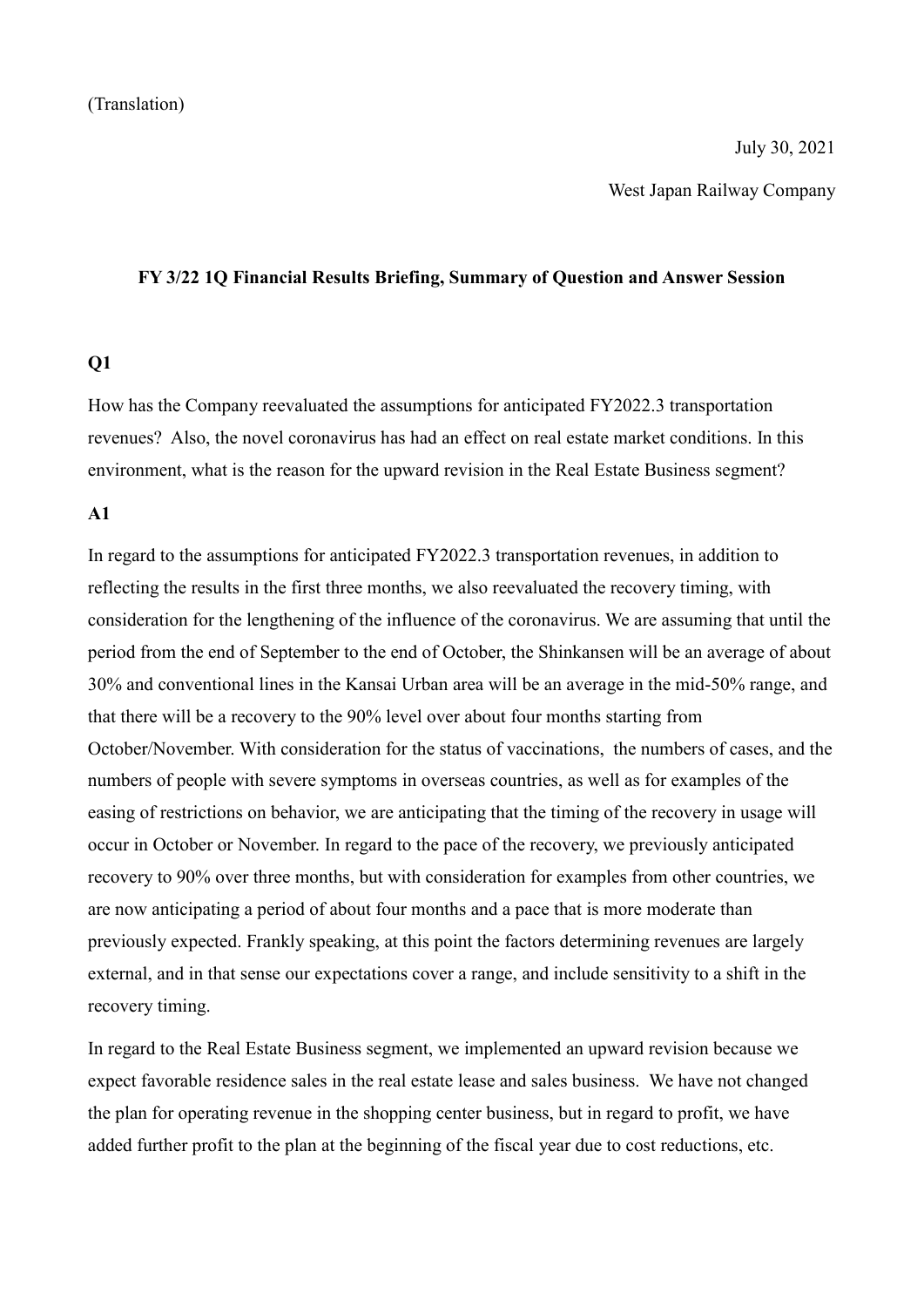(Translation)

July 30, 2021

West Japan Railway Company

## FY 3/22 1Q Financial Results Briefing, Summary of Question and Answer Session

### Q1

How has the Company reevaluated the assumptions for anticipated FY2022.3 transportation revenues? Also, the novel coronavirus has had an effect on real estate market conditions. In this environment, what is the reason for the upward revision in the Real Estate Business segment?

### A1

In regard to the assumptions for anticipated FY2022.3 transportation revenues, in addition to reflecting the results in the first three months, we also reevaluated the recovery timing, with consideration for the lengthening of the influence of the coronavirus. We are assuming that until the period from the end of September to the end of October, the Shinkansen will be an average of about 30% and conventional lines in the Kansai Urban area will be an average in the mid-50% range, and that there will be a recovery to the 90% level over about four months starting from October/November. With consideration for the status of vaccinations, the numbers of cases, and the numbers of people with severe symptoms in overseas countries, as well as for examples of the easing of restrictions on behavior, we are anticipating that the timing of the recovery in usage will occur in October or November. In regard to the pace of the recovery, we previously anticipated recovery to 90% over three months, but with consideration for examples from other countries, we are now anticipating a period of about four months and a pace that is more moderate than previously expected. Frankly speaking, at this point the factors determining revenues are largely external, and in that sense our expectations cover a range, and include sensitivity to a shift in the recovery timing.

In regard to the Real Estate Business segment, we implemented an upward revision because we expect favorable residence sales in the real estate lease and sales business. We have not changed the plan for operating revenue in the shopping center business, but in regard to profit, we have added further profit to the plan at the beginning of the fiscal year due to cost reductions, etc.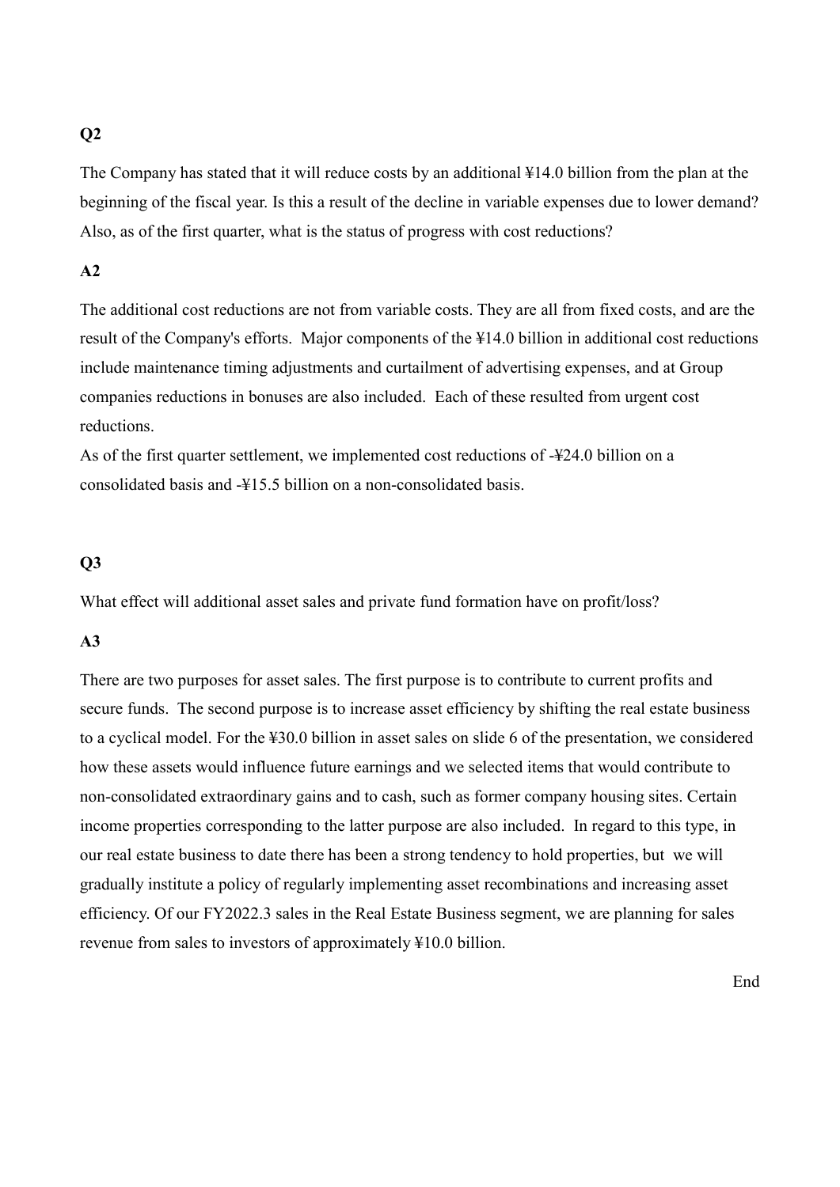**Q2**

The Company has stated that it will reduce costs by an additional ¥14.0 billion from the plan at the beginning of the fiscal year. Is this a result of the decline in variable expenses due to lower demand? Also, as of the first quarter, what is the status of progress with cost reductions?

**A2**

The additional cost reductions are not from variable costs. They are all from fixed costs, and are the result of the Company's efforts. Major components of the ¥14.0 billion in additional cost reductions include maintenance timing adjustments and curtailment of advertising expenses, and at Group companies reductions in bonuses are also included. Each of these resulted from urgent cost reductions.
As of the first quarter settlement, we implemented cost reductions of -¥24.0 billion on a consolidated basis and -¥15.5 billion on a non-consolidated basis.

**Q3**

What effect will additional asset sales and private fund formation have on profit/loss?

**A3**

There are two purposes for asset sales. The first purpose is to contribute to current profits and secure funds. The second purpose is to increase asset efficiency by shifting the real estate business to a cyclical model. For the ¥30.0 billion in asset sales on slide 6 of the presentation, we considered how these assets would influence future earnings and we selected items that would contribute to non-consolidated extraordinary gains and to cash, such as former company housing sites. Certain income properties corresponding to the latter purpose are also included. In regard to this type, in our real estate business to date there has been a strong tendency to hold properties, but we will gradually institute a policy of regularly implementing asset recombinations and increasing asset efficiency. Of our FY2022.3 sales in the Real Estate Business segment, we are planning for sales revenue from sales to investors of approximately ¥10.0 billion.

End